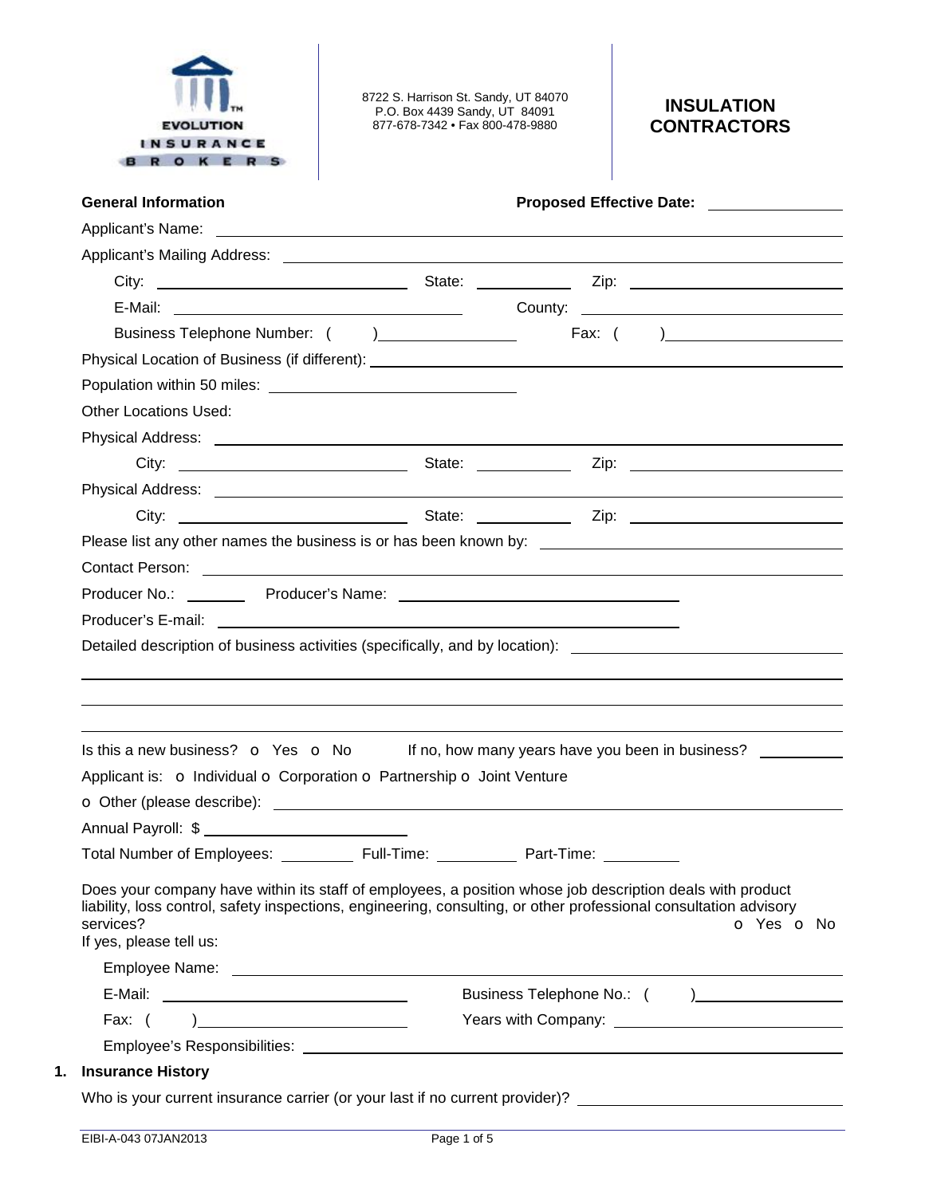EVOLUTION INSURANCE BROKERS

8722 S. Harrison St. Sandy, UT 84070
P.O. Box 4439 Sandy, UT 84091
877-678-7342 • Fax 800-478-9880

# INSULATION CONTRACTORS

**General Information** **Proposed Effective Date:** ____________

Applicant's Name: ____________

Applicant's Mailing Address: ____________

City: ____________ State: ____________ Zip: ____________

E-Mail: ____________ County: ____________

Business Telephone Number: ( ) ____________ Fax: ( ) ____________

Physical Location of Business (if different): ____________

Population within 50 miles: ____________

Other Locations Used:

Physical Address: ____________

City: ____________ State: ____________ Zip: ____________

Physical Address: ____________

City: ____________ State: ____________ Zip: ____________

Please list any other names the business is or has been known by: ____________

Contact Person: ____________

Producer No.: ________ Producer's Name: ____________

Producer's E-mail: ____________

Detailed description of business activities (specifically, and by location): ____________

____________

____________

____________

Is this a new business? o Yes o No If no, how many years have you been in business? ________

Applicant is: o Individual o Corporation o Partnership o Joint Venture

o Other (please describe): ____________

Annual Payroll: $ ____________

Total Number of Employees: ________ Full-Time: ________ Part-Time: ________

Does your company have within its staff of employees, a position whose job description deals with product liability, loss control, safety inspections, engineering, consulting, or other professional consultation advisory services? o Yes o No

If yes, please tell us:

Employee Name: ____________

E-Mail: ____________ Business Telephone No.: ( ) ____________

Fax: ( ) ____________ Years with Company: ____________

Employee's Responsibilities: ____________

## 1. Insurance History

Who is your current insurance carrier (or your last if no current provider)? ____________

EIBI-A-043 07JAN2013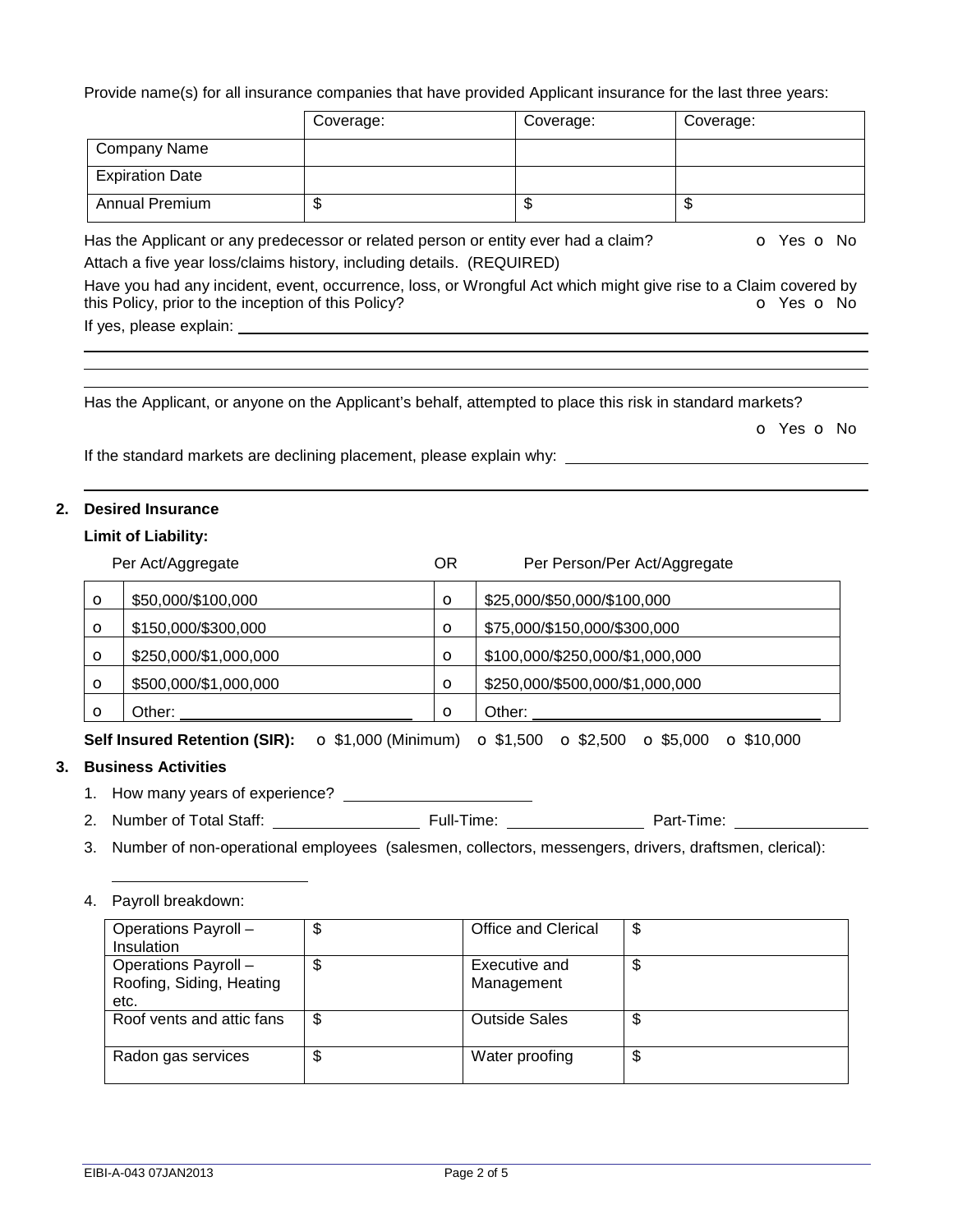Provide name(s) for all insurance companies that have provided Applicant insurance for the last three years:

| | Coverage: | Coverage: | Coverage: |
|---|---|---|---|
| Company Name | | | |
| Expiration Date | | | |
| Annual Premium | $ | $ | $ |

Has the Applicant or any predecessor or related person or entity ever had a claim? o Yes o No

Attach a five year loss/claims history, including details. (REQUIRED)

Have you had any incident, event, occurrence, loss, or Wrongful Act which might give rise to a Claim covered by this Policy, prior to the inception of this Policy? o Yes o No

If yes, please explain: \_\_\_\_\_\_\_\_\_\_\_\_\_\_\_\_\_\_\_\_\_\_\_\_\_\_\_\_\_\_\_\_\_\_\_\_\_\_\_\_

Has the Applicant, or anyone on the Applicant's behalf, attempted to place this risk in standard markets?

o Yes o No

If the standard markets are declining placement, please explain why: \_\_\_\_\_\_\_\_\_\_\_\_\_\_\_\_\_\_\_\_\_\_\_\_\_\_

**2. Desired Insurance**

**Limit of Liability:**

| | Per Act/Aggregate | OR | Per Person/Per Act/Aggregate |
|---|---|---|---|
| o | $50,000/$100,000 | o | $25,000/$50,000/$100,000 |
| o | $150,000/$300,000 | o | $75,000/$150,000/$300,000 |
| o | $250,000/$1,000,000 | o | $100,000/$250,000/$1,000,000 |
| o | $500,000/$1,000,000 | o | $250,000/$500,000/$1,000,000 |
| o | Other: \_\_\_\_\_\_\_\_\_\_ | o | Other: \_\_\_\_\_\_\_\_\_\_ |

**Self Insured Retention (SIR):** o $1,000 (Minimum) o $1,500 o $2,500 o $5,000 o $10,000

**3. Business Activities**

1. How many years of experience? \_\_\_\_\_\_\_\_\_\_\_\_\_\_
2. Number of Total Staff: \_\_\_\_\_\_\_\_\_\_ Full-Time: \_\_\_\_\_\_\_\_\_\_ Part-Time: \_\_\_\_\_\_\_\_\_\_
3. Number of non-operational employees (salesmen, collectors, messengers, drivers, draftsmen, clerical): \_\_\_\_\_\_\_\_\_\_\_\_\_\_
4. Payroll breakdown:

| | | | |
|---|---|---|---|
| Operations Payroll – Insulation | $ | Office and Clerical | $ |
| Operations Payroll – Roofing, Siding, Heating etc. | $ | Executive and Management | $ |
| Roof vents and attic fans | $ | Outside Sales | $ |
| Radon gas services | $ | Water proofing | $ |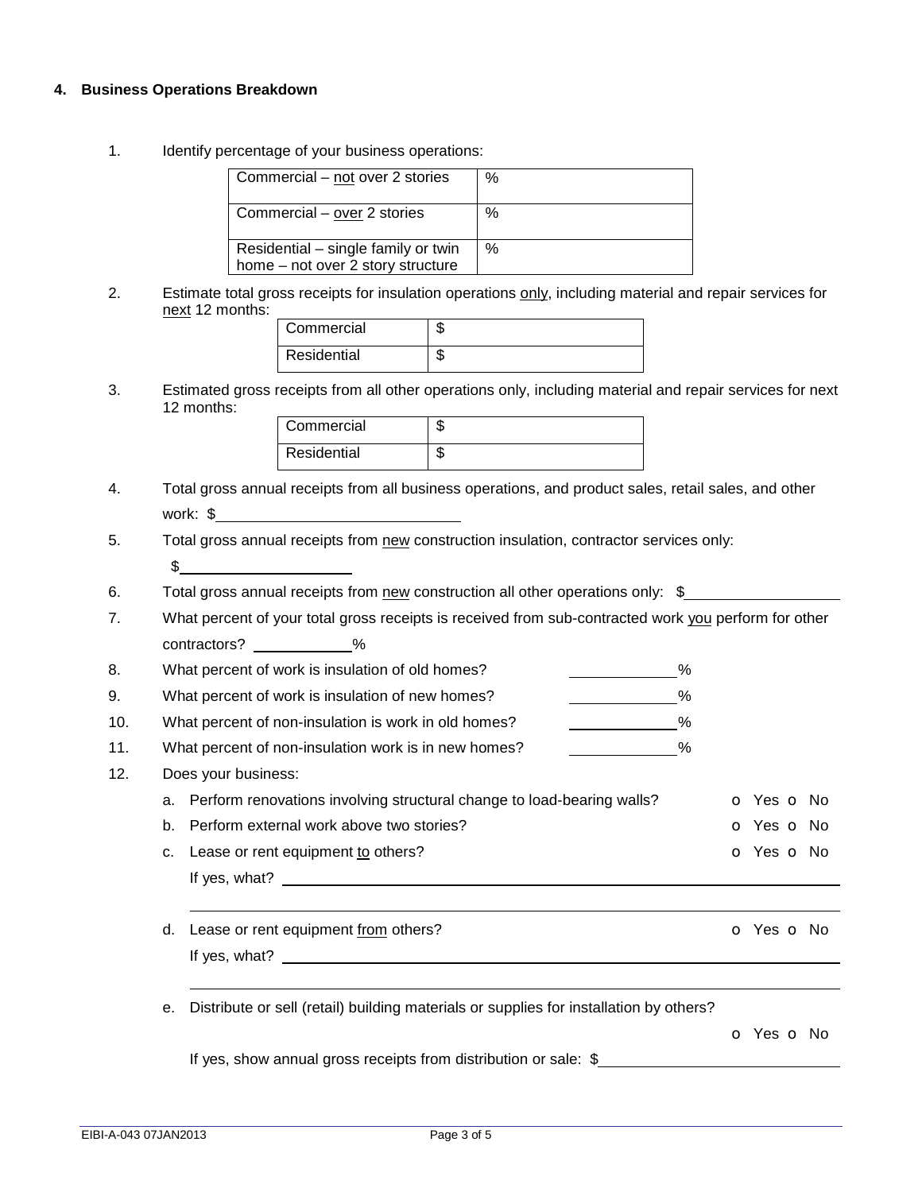## 4. Business Operations Breakdown

1. Identify percentage of your business operations:

| | |
|---|---|
| Commercial – not over 2 stories | % |
| Commercial – over 2 stories | % |
| Residential – single family or twin home – not over 2 story structure | % |

2. Estimate total gross receipts for insulation operations only, including material and repair services for next 12 months:

| | |
|---|---|
| Commercial | $ |
| Residential | $ |

3. Estimated gross receipts from all other operations only, including material and repair services for next 12 months:

| | |
|---|---|
| Commercial | $ |
| Residential | $ |

4. Total gross annual receipts from all business operations, and product sales, retail sales, and other work: $\_\_\_\_\_\_\_\_\_\_\_\_\_\_\_\_\_\_\_\_

5. Total gross annual receipts from new construction insulation, contractor services only: $\_\_\_\_\_\_\_\_\_\_\_\_\_\_\_\_\_\_\_\_

6. Total gross annual receipts from new construction all other operations only: $\_\_\_\_\_\_\_\_\_\_\_\_\_\_\_\_\_\_\_\_

7. What percent of your total gross receipts is received from sub-contracted work you perform for other contractors? \_\_\_\_\_\_\_\_\_\_%

8. What percent of work is insulation of old homes? \_\_\_\_\_\_\_\_\_\_%

9. What percent of work is insulation of new homes? \_\_\_\_\_\_\_\_\_\_%

10. What percent of non-insulation is work in old homes? \_\_\_\_\_\_\_\_\_\_%

11. What percent of non-insulation work is in new homes? \_\_\_\_\_\_\_\_\_\_%

12. Does your business:

    a. Perform renovations involving structural change to load-bearing walls? o Yes o No

    b. Perform external work above two stories? o Yes o No

    c. Lease or rent equipment to others? o Yes o No

       If yes, what? \_\_\_\_\_\_\_\_\_\_\_\_\_\_\_\_\_\_\_\_\_\_\_\_\_\_\_\_\_\_\_\_\_\_\_\_\_\_\_\_

    d. Lease or rent equipment from others? o Yes o No

       If yes, what? \_\_\_\_\_\_\_\_\_\_\_\_\_\_\_\_\_\_\_\_\_\_\_\_\_\_\_\_\_\_\_\_\_\_\_\_\_\_\_\_

    e. Distribute or sell (retail) building materials or supplies for installation by others? o Yes o No

       If yes, show annual gross receipts from distribution or sale: $\_\_\_\_\_\_\_\_\_\_\_\_\_\_\_\_\_\_\_\_

EIBI-A-043 07JAN2013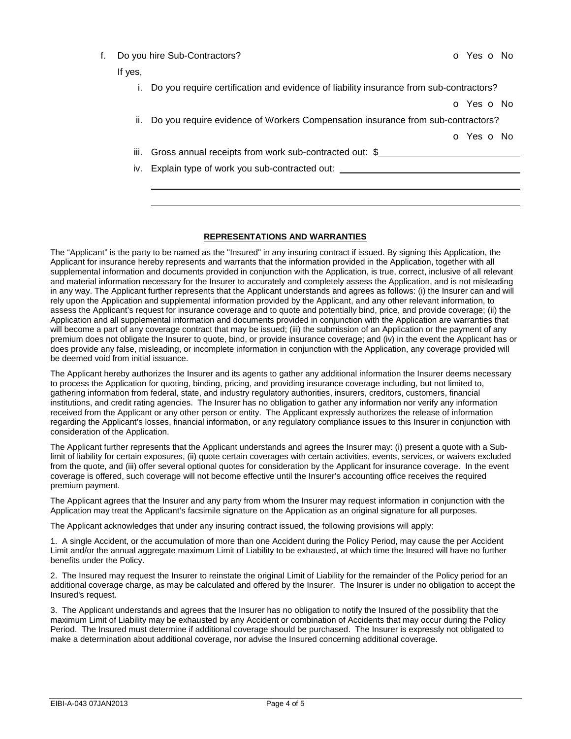f. Do you hire Sub-Contractors? o Yes o No

If yes,

i. Do you require certification and evidence of liability insurance from sub-contractors?

o Yes o No

ii. Do you require evidence of Workers Compensation insurance from sub-contractors?

o Yes o No

iii. Gross annual receipts from work sub-contracted out: $\_\_\_\_\_\_\_\_\_\_\_\_\_\_\_\_\_\_\_\_\_\_\_\_

iv. Explain type of work you sub-contracted out: \_\_\_\_\_\_\_\_\_\_\_\_\_\_\_\_\_\_\_\_\_\_\_\_\_\_\_\_\_\_

\_\_\_\_\_\_\_\_\_\_\_\_\_\_\_\_\_\_\_\_\_\_\_\_\_\_\_\_\_\_\_\_\_\_\_\_\_\_\_\_\_\_\_\_\_\_\_\_\_\_\_\_\_\_\_\_\_\_\_\_

\_\_\_\_\_\_\_\_\_\_\_\_\_\_\_\_\_\_\_\_\_\_\_\_\_\_\_\_\_\_\_\_\_\_\_\_\_\_\_\_\_\_\_\_\_\_\_\_\_\_\_\_\_\_\_\_\_\_\_\_

## REPRESENTATIONS AND WARRANTIES

The "Applicant" is the party to be named as the "Insured" in any insuring contract if issued. By signing this Application, the Applicant for insurance hereby represents and warrants that the information provided in the Application, together with all supplemental information and documents provided in conjunction with the Application, is true, correct, inclusive of all relevant and material information necessary for the Insurer to accurately and completely assess the Application, and is not misleading in any way. The Applicant further represents that the Applicant understands and agrees as follows: (i) the Insurer can and will rely upon the Application and supplemental information provided by the Applicant, and any other relevant information, to assess the Applicant's request for insurance coverage and to quote and potentially bind, price, and provide coverage; (ii) the Application and all supplemental information and documents provided in conjunction with the Application are warranties that will become a part of any coverage contract that may be issued; (iii) the submission of an Application or the payment of any premium does not obligate the Insurer to quote, bind, or provide insurance coverage; and (iv) in the event the Applicant has or does provide any false, misleading, or incomplete information in conjunction with the Application, any coverage provided will be deemed void from initial issuance.

The Applicant hereby authorizes the Insurer and its agents to gather any additional information the Insurer deems necessary to process the Application for quoting, binding, pricing, and providing insurance coverage including, but not limited to, gathering information from federal, state, and industry regulatory authorities, insurers, creditors, customers, financial institutions, and credit rating agencies. The Insurer has no obligation to gather any information nor verify any information received from the Applicant or any other person or entity. The Applicant expressly authorizes the release of information regarding the Applicant's losses, financial information, or any regulatory compliance issues to this Insurer in conjunction with consideration of the Application.

The Applicant further represents that the Applicant understands and agrees the Insurer may: (i) present a quote with a Sub-limit of liability for certain exposures, (ii) quote certain coverages with certain activities, events, services, or waivers excluded from the quote, and (iii) offer several optional quotes for consideration by the Applicant for insurance coverage. In the event coverage is offered, such coverage will not become effective until the Insurer's accounting office receives the required premium payment.

The Applicant agrees that the Insurer and any party from whom the Insurer may request information in conjunction with the Application may treat the Applicant's facsimile signature on the Application as an original signature for all purposes.

The Applicant acknowledges that under any insuring contract issued, the following provisions will apply:

1. A single Accident, or the accumulation of more than one Accident during the Policy Period, may cause the per Accident Limit and/or the annual aggregate maximum Limit of Liability to be exhausted, at which time the Insured will have no further benefits under the Policy.

2. The Insured may request the Insurer to reinstate the original Limit of Liability for the remainder of the Policy period for an additional coverage charge, as may be calculated and offered by the Insurer. The Insurer is under no obligation to accept the Insured's request.

3. The Applicant understands and agrees that the Insurer has no obligation to notify the Insured of the possibility that the maximum Limit of Liability may be exhausted by any Accident or combination of Accidents that may occur during the Policy Period. The Insured must determine if additional coverage should be purchased. The Insurer is expressly not obligated to make a determination about additional coverage, nor advise the Insured concerning additional coverage.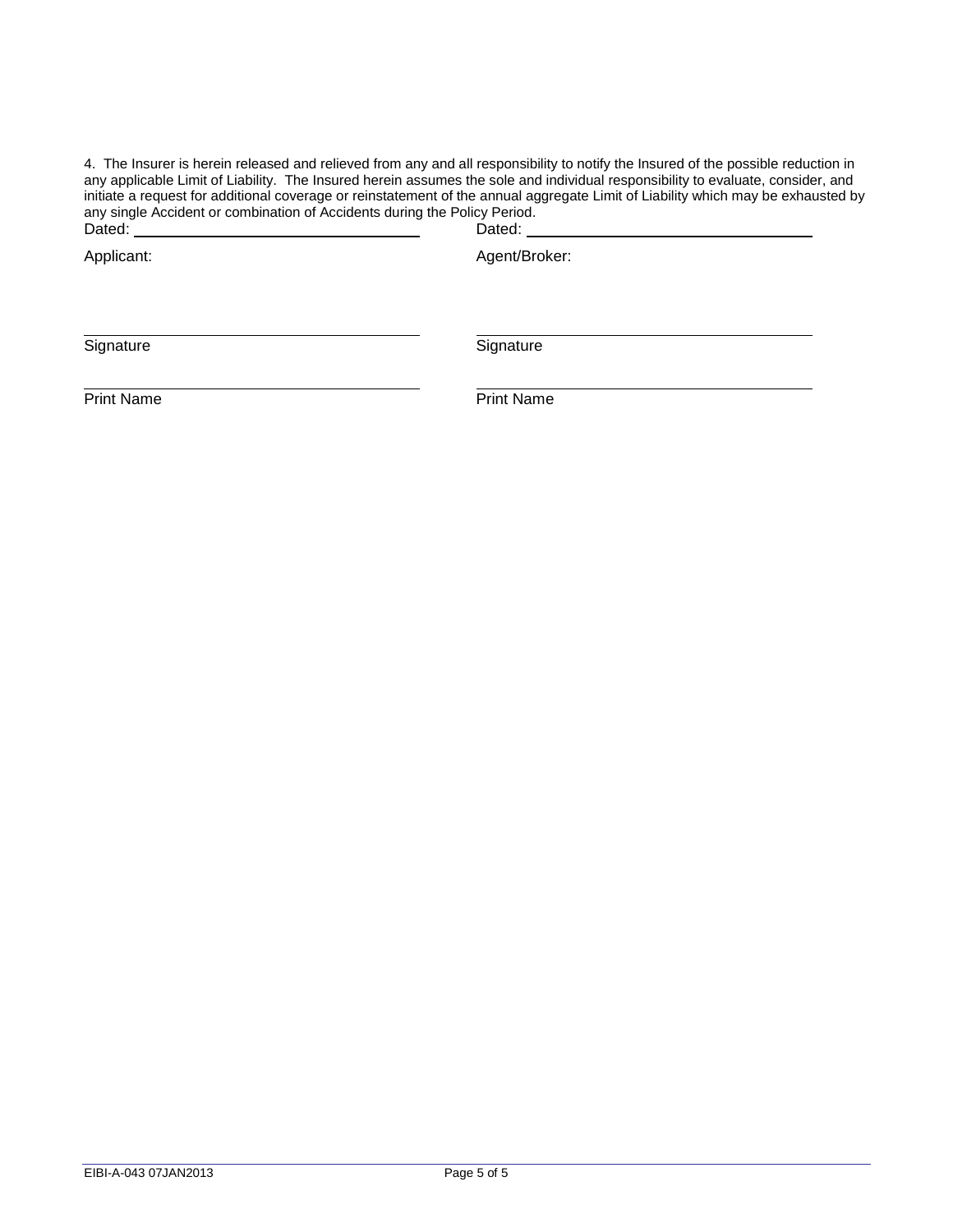4. The Insurer is herein released and relieved from any and all responsibility to notify the Insured of the possible reduction in any applicable Limit of Liability. The Insured herein assumes the sole and individual responsibility to evaluate, consider, and initiate a request for additional coverage or reinstatement of the annual aggregate Limit of Liability which may be exhausted by any single Accident or combination of Accidents during the Policy Period.

| | |
|---|---|
| Dated: ______________________ | Dated: ______________________ |
| Applicant: | Agent/Broker: |
| ______________________ | ______________________ |
| Signature | Signature |
| ______________________ | ______________________ |
| Print Name | Print Name |

EIBI-A-043 07JAN2013